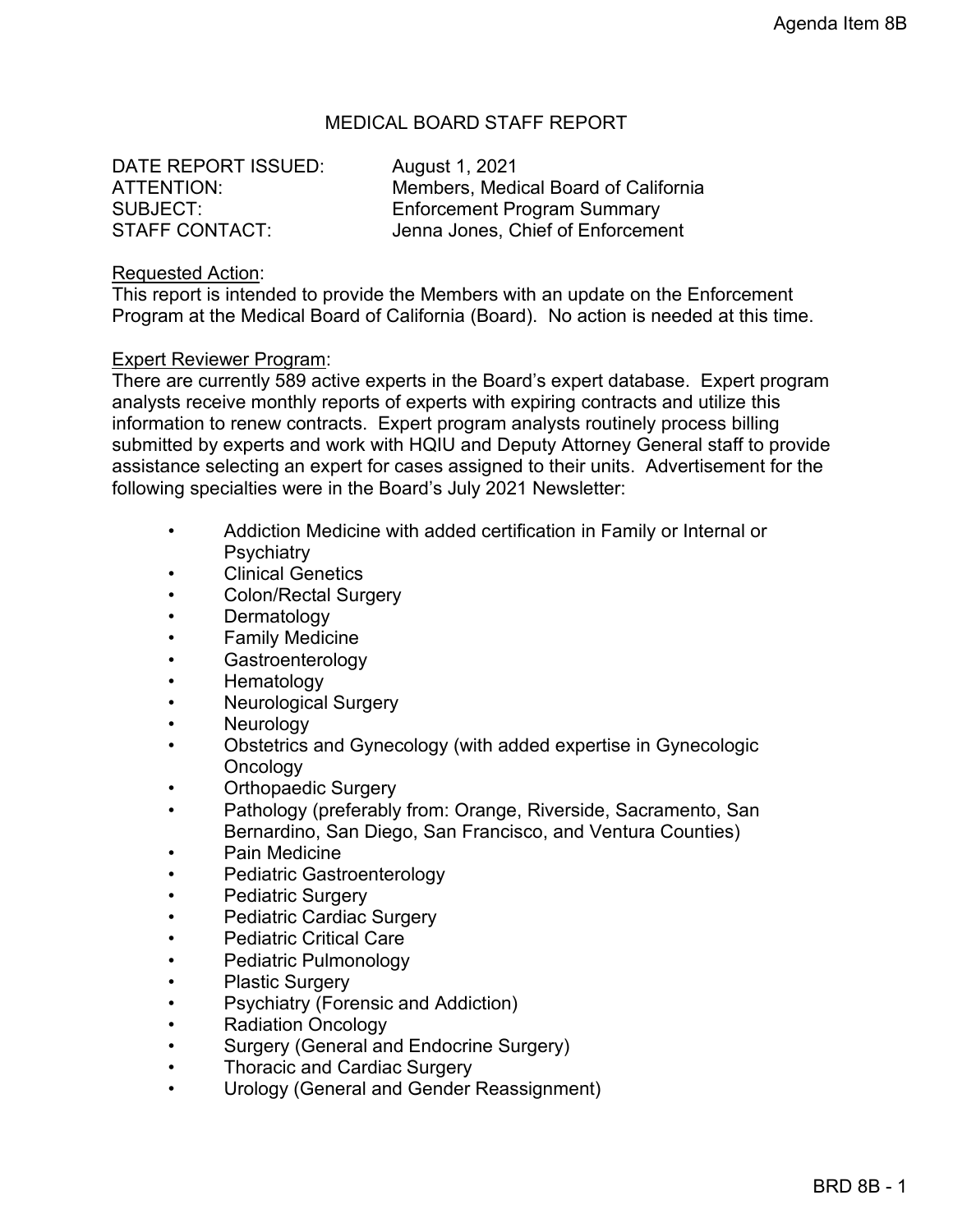# MEDICAL BOARD STAFF REPORT

DATE REPORT ISSUED: August 1, 2021
ATTENTION: Members, Medical Board of California
SUBJECT: Enforcement Program Summary
STAFF CONTACT: Jenna Jones, Chief of Enforcement

Requested Action:
This report is intended to provide the Members with an update on the Enforcement Program at the Medical Board of California (Board). No action is needed at this time.

Expert Reviewer Program:
There are currently 589 active experts in the Board's expert database. Expert program analysts receive monthly reports of experts with expiring contracts and utilize this information to renew contracts. Expert program analysts routinely process billing submitted by experts and work with HQIU and Deputy Attorney General staff to provide assistance selecting an expert for cases assigned to their units. Advertisement for the following specialties were in the Board's July 2021 Newsletter:

- Addiction Medicine with added certification in Family or Internal or Psychiatry
- Clinical Genetics
- Colon/Rectal Surgery
- Dermatology
- Family Medicine
- Gastroenterology
- Hematology
- Neurological Surgery
- Neurology
- Obstetrics and Gynecology (with added expertise in Gynecologic Oncology
- Orthopaedic Surgery
- Pathology (preferably from: Orange, Riverside, Sacramento, San Bernardino, San Diego, San Francisco, and Ventura Counties)
- Pain Medicine
- Pediatric Gastroenterology
- Pediatric Surgery
- Pediatric Cardiac Surgery
- Pediatric Critical Care
- Pediatric Pulmonology
- Plastic Surgery
- Psychiatry (Forensic and Addiction)
- Radiation Oncology
- Surgery (General and Endocrine Surgery)
- Thoracic and Cardiac Surgery
- Urology (General and Gender Reassignment)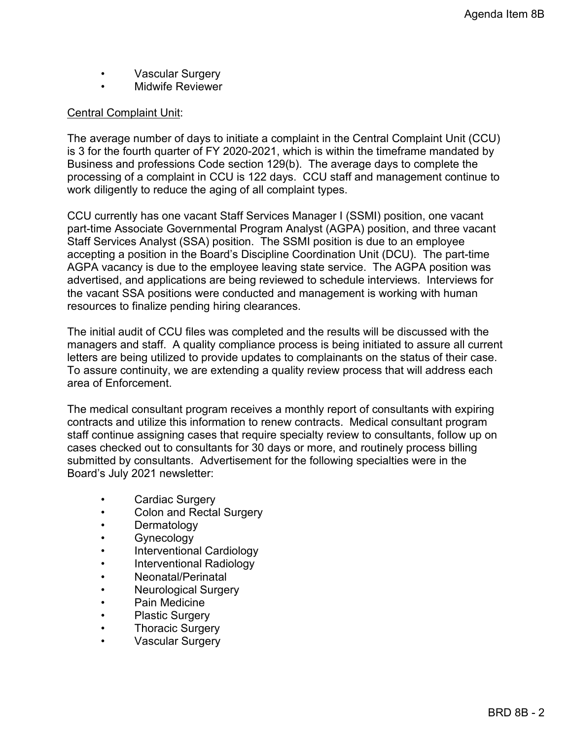- Vascular Surgery
- Midwife Reviewer

Central Complaint Unit:

The average number of days to initiate a complaint in the Central Complaint Unit (CCU) is 3 for the fourth quarter of FY 2020-2021, which is within the timeframe mandated by Business and professions Code section 129(b). The average days to complete the processing of a complaint in CCU is 122 days. CCU staff and management continue to work diligently to reduce the aging of all complaint types.

CCU currently has one vacant Staff Services Manager I (SSMI) position, one vacant part-time Associate Governmental Program Analyst (AGPA) position, and three vacant Staff Services Analyst (SSA) position. The SSMI position is due to an employee accepting a position in the Board's Discipline Coordination Unit (DCU). The part-time AGPA vacancy is due to the employee leaving state service. The AGPA position was advertised, and applications are being reviewed to schedule interviews. Interviews for the vacant SSA positions were conducted and management is working with human resources to finalize pending hiring clearances.

The initial audit of CCU files was completed and the results will be discussed with the managers and staff. A quality compliance process is being initiated to assure all current letters are being utilized to provide updates to complainants on the status of their case. To assure continuity, we are extending a quality review process that will address each area of Enforcement.

The medical consultant program receives a monthly report of consultants with expiring contracts and utilize this information to renew contracts. Medical consultant program staff continue assigning cases that require specialty review to consultants, follow up on cases checked out to consultants for 30 days or more, and routinely process billing submitted by consultants. Advertisement for the following specialties were in the Board's July 2021 newsletter:

- Cardiac Surgery
- Colon and Rectal Surgery
- Dermatology
- Gynecology
- Interventional Cardiology
- Interventional Radiology
- Neonatal/Perinatal
- Neurological Surgery
- Pain Medicine
- Plastic Surgery
- Thoracic Surgery
- Vascular Surgery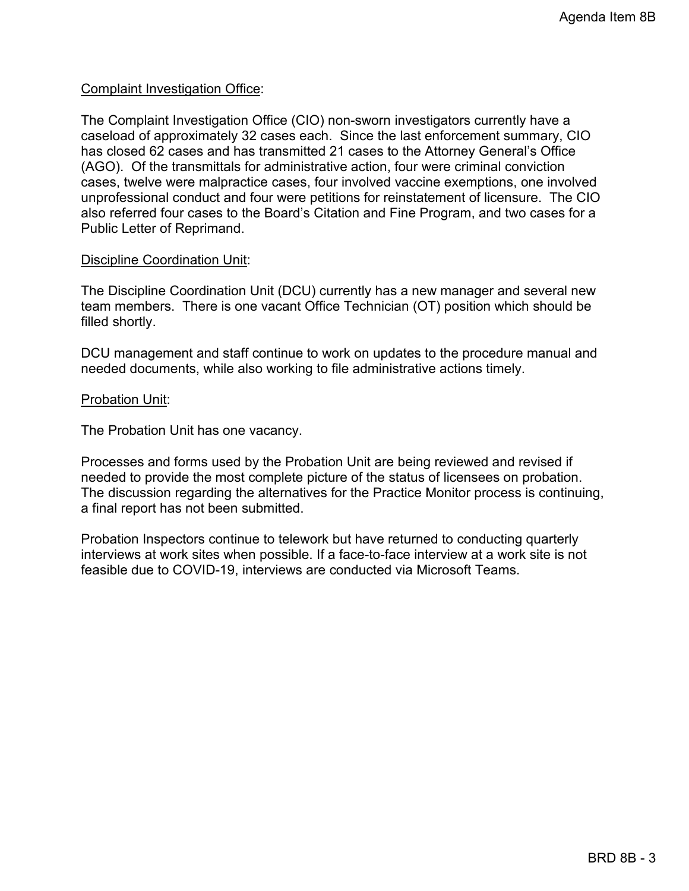Complaint Investigation Office:

The Complaint Investigation Office (CIO) non-sworn investigators currently have a caseload of approximately 32 cases each. Since the last enforcement summary, CIO has closed 62 cases and has transmitted 21 cases to the Attorney General's Office (AGO). Of the transmittals for administrative action, four were criminal conviction cases, twelve were malpractice cases, four involved vaccine exemptions, one involved unprofessional conduct and four were petitions for reinstatement of licensure. The CIO also referred four cases to the Board's Citation and Fine Program, and two cases for a Public Letter of Reprimand.

Discipline Coordination Unit:

The Discipline Coordination Unit (DCU) currently has a new manager and several new team members. There is one vacant Office Technician (OT) position which should be filled shortly.

DCU management and staff continue to work on updates to the procedure manual and needed documents, while also working to file administrative actions timely.

Probation Unit:

The Probation Unit has one vacancy.

Processes and forms used by the Probation Unit are being reviewed and revised if needed to provide the most complete picture of the status of licensees on probation. The discussion regarding the alternatives for the Practice Monitor process is continuing, a final report has not been submitted.

Probation Inspectors continue to telework but have returned to conducting quarterly interviews at work sites when possible. If a face-to-face interview at a work site is not feasible due to COVID-19, interviews are conducted via Microsoft Teams.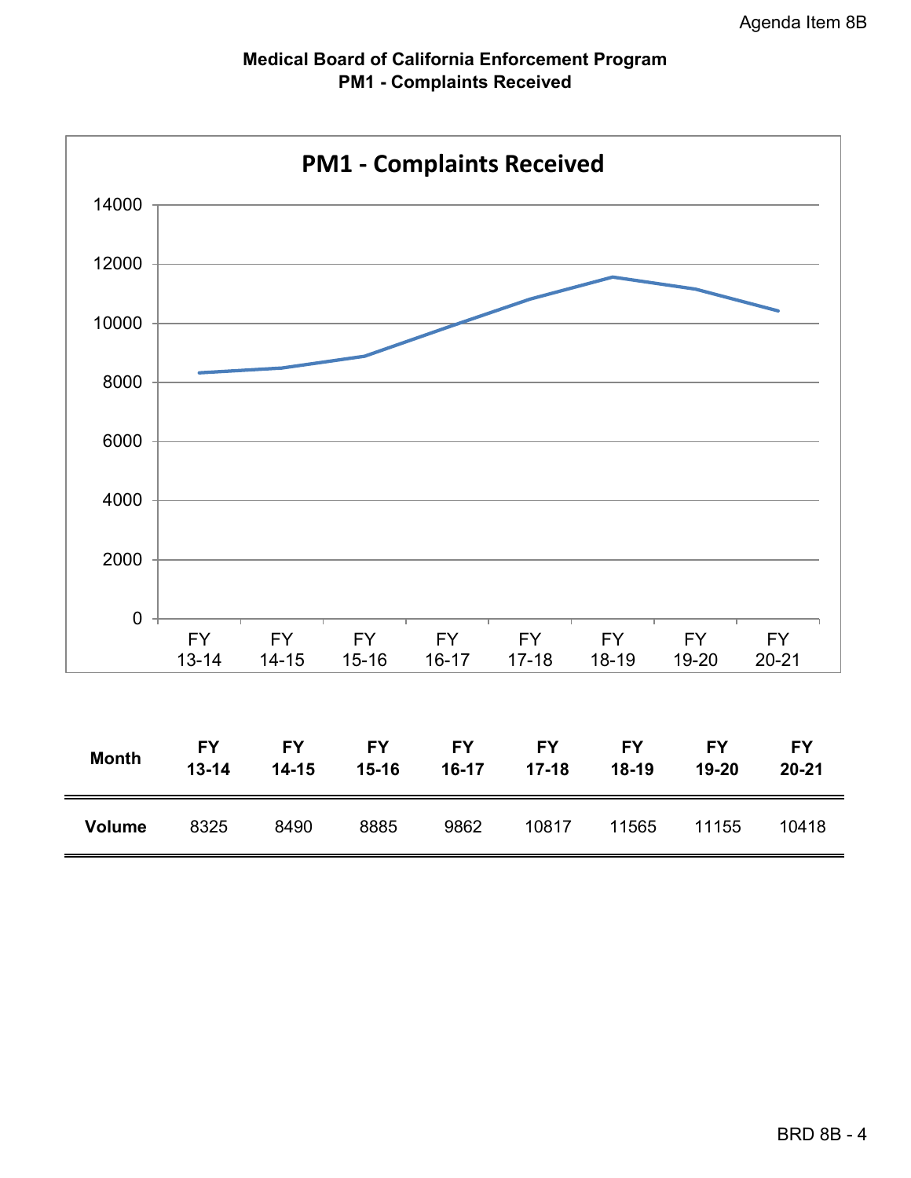Agenda Item 8B

**Medical Board of California Enforcement Program**
**PM1 - Complaints Received**

| Month | FY 13-14 | FY 14-15 | FY 15-16 | FY 16-17 | FY 17-18 | FY 18-19 | FY 19-20 | FY 20-21 |
|---|---|---|---|---|---|---|---|---|
| Volume | 8325 | 8490 | 8885 | 9862 | 10817 | 11565 | 11155 | 10418 |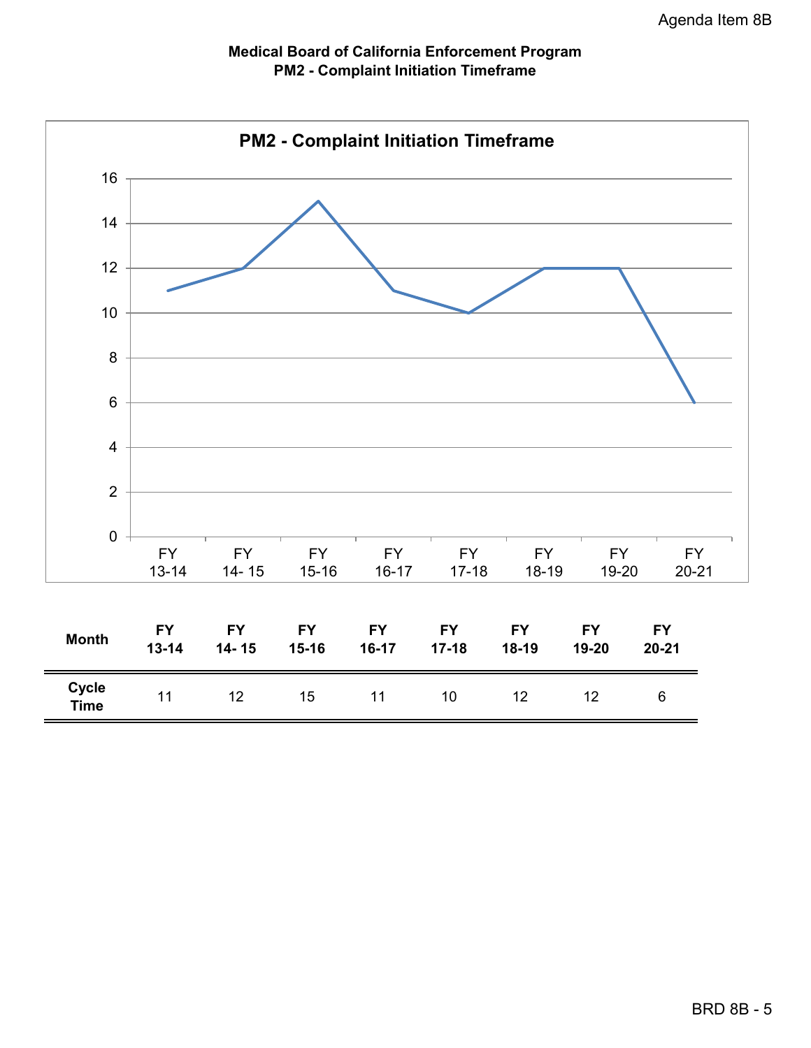Agenda Item 8B

**Medical Board of California Enforcement Program**
**PM2 - Complaint Initiation Timeframe**

| Month | FY 13-14 | FY 14- 15 | FY 15-16 | FY 16-17 | FY 17-18 | FY 18-19 | FY 19-20 | FY 20-21 |
|---|---|---|---|---|---|---|---|---|
| Cycle Time | 11 | 12 | 15 | 11 | 10 | 12 | 12 | 6 |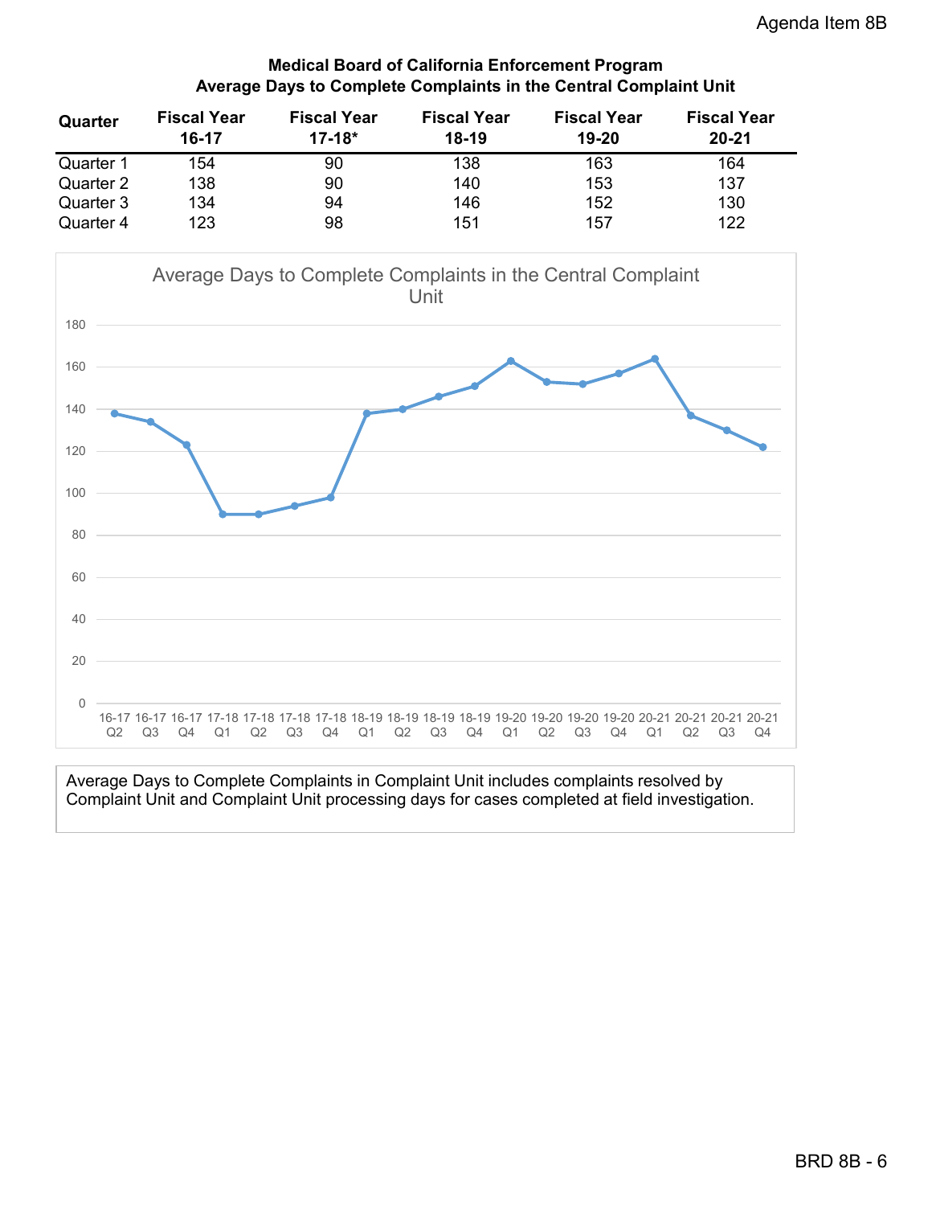**Medical Board of California Enforcement Program**
**Average Days to Complete Complaints in the Central Complaint Unit**

| Quarter | Fiscal Year 16-17 | Fiscal Year 17-18* | Fiscal Year 18-19 | Fiscal Year 19-20 | Fiscal Year 20-21 |
|---|---|---|---|---|---|
| Quarter 1 | 154 | 90 | 138 | 163 | 164 |
| Quarter 2 | 138 | 90 | 140 | 153 | 137 |
| Quarter 3 | 134 | 94 | 146 | 152 | 130 |
| Quarter 4 | 123 | 98 | 151 | 157 | 122 |

Average Days to Complete Complaints in the Central Complaint Unit

Average Days to Complete Complaints in Complaint Unit includes complaints resolved by Complaint Unit and Complaint Unit processing days for cases completed at field investigation.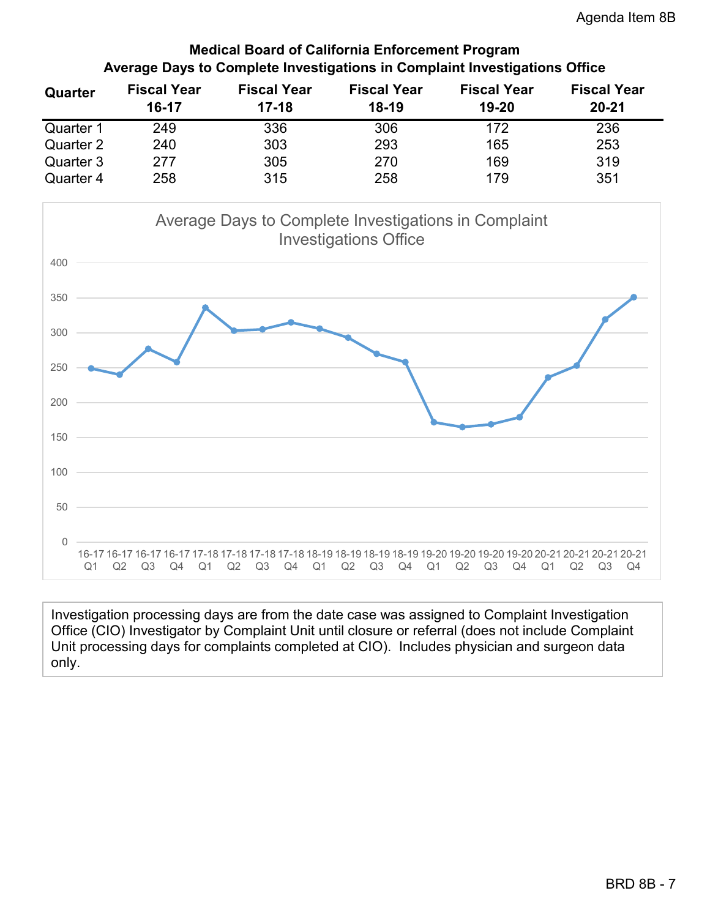## Medical Board of California Enforcement Program
### Average Days to Complete Investigations in Complaint Investigations Office

| Quarter | Fiscal Year 16-17 | Fiscal Year 17-18 | Fiscal Year 18-19 | Fiscal Year 19-20 | Fiscal Year 20-21 |
|---|---|---|---|---|---|
| Quarter 1 | 249 | 336 | 306 | 172 | 236 |
| Quarter 2 | 240 | 303 | 293 | 165 | 253 |
| Quarter 3 | 277 | 305 | 270 | 169 | 319 |
| Quarter 4 | 258 | 315 | 258 | 179 | 351 |

Investigation processing days are from the date case was assigned to Complaint Investigation Office (CIO) Investigator by Complaint Unit until closure or referral (does not include Complaint Unit processing days for complaints completed at CIO). Includes physician and surgeon data only.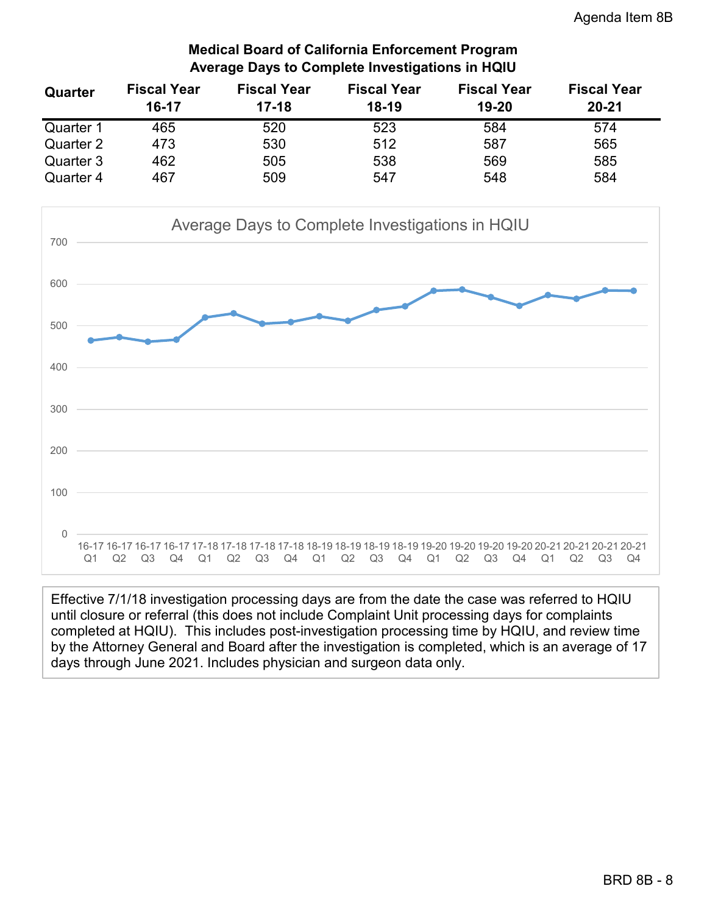## Medical Board of California Enforcement Program
## Average Days to Complete Investigations in HQIU

| Quarter | Fiscal Year 16-17 | Fiscal Year 17-18 | Fiscal Year 18-19 | Fiscal Year 19-20 | Fiscal Year 20-21 |
|---|---|---|---|---|---|
| Quarter 1 | 465 | 520 | 523 | 584 | 574 |
| Quarter 2 | 473 | 530 | 512 | 587 | 565 |
| Quarter 3 | 462 | 505 | 538 | 569 | 585 |
| Quarter 4 | 467 | 509 | 547 | 548 | 584 |

Average Days to Complete Investigations in HQIU

Effective 7/1/18 investigation processing days are from the date the case was referred to HQIU until closure or referral (this does not include Complaint Unit processing days for complaints completed at HQIU). This includes post-investigation processing time by HQIU, and review time by the Attorney General and Board after the investigation is completed, which is an average of 17 days through June 2021. Includes physician and surgeon data only.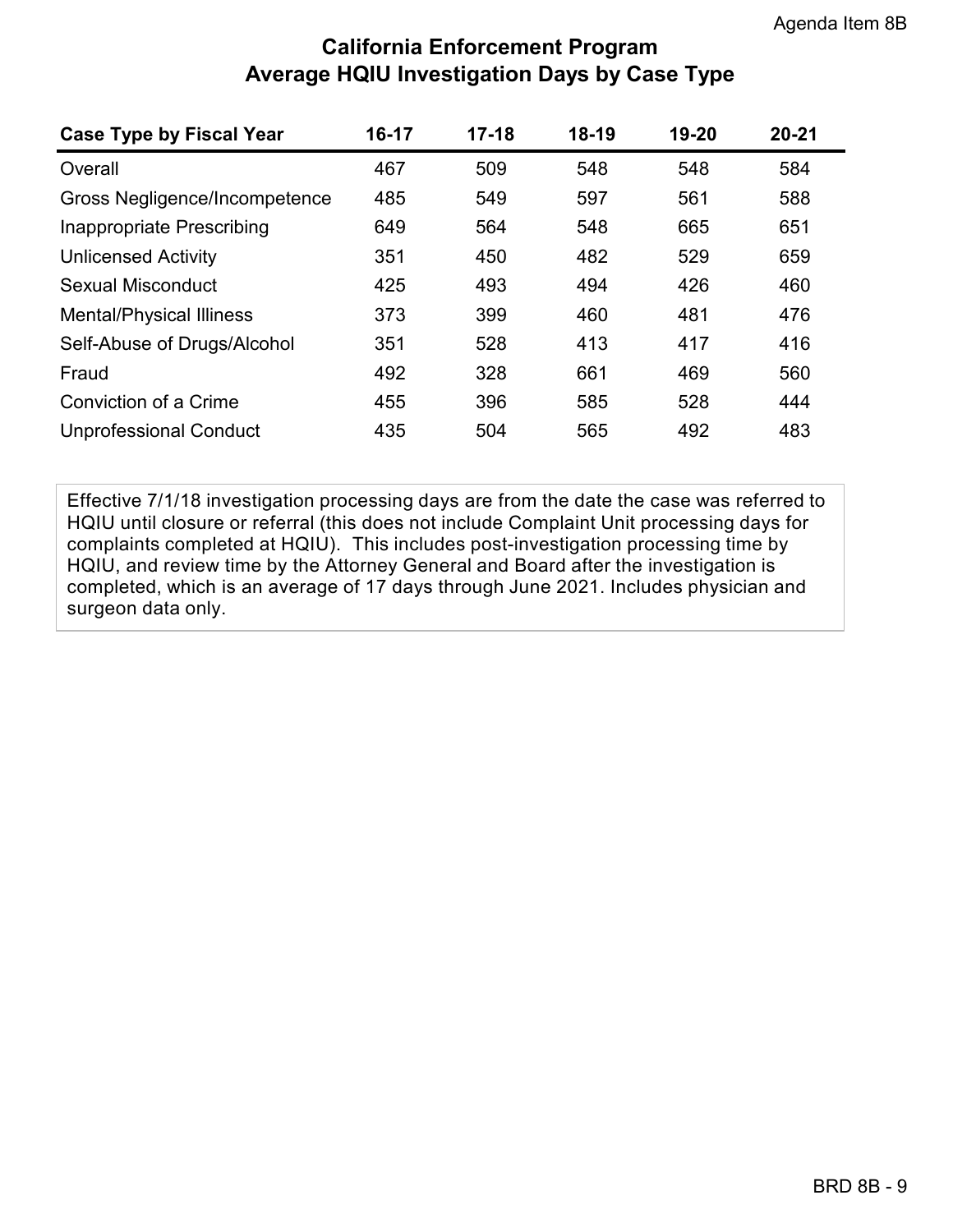## California Enforcement Program
## Average HQIU Investigation Days by Case Type

| Case Type by Fiscal Year | 16-17 | 17-18 | 18-19 | 19-20 | 20-21 |
|---|---|---|---|---|---|
| Overall | 467 | 509 | 548 | 548 | 584 |
| Gross Negligence/Incompetence | 485 | 549 | 597 | 561 | 588 |
| Inappropriate Prescribing | 649 | 564 | 548 | 665 | 651 |
| Unlicensed Activity | 351 | 450 | 482 | 529 | 659 |
| Sexual Misconduct | 425 | 493 | 494 | 426 | 460 |
| Mental/Physical Illiness | 373 | 399 | 460 | 481 | 476 |
| Self-Abuse of Drugs/Alcohol | 351 | 528 | 413 | 417 | 416 |
| Fraud | 492 | 328 | 661 | 469 | 560 |
| Conviction of a Crime | 455 | 396 | 585 | 528 | 444 |
| Unprofessional Conduct | 435 | 504 | 565 | 492 | 483 |

Effective 7/1/18 investigation processing days are from the date the case was referred to HQIU until closure or referral (this does not include Complaint Unit processing days for complaints completed at HQIU). This includes post-investigation processing time by HQIU, and review time by the Attorney General and Board after the investigation is completed, which is an average of 17 days through June 2021. Includes physician and surgeon data only.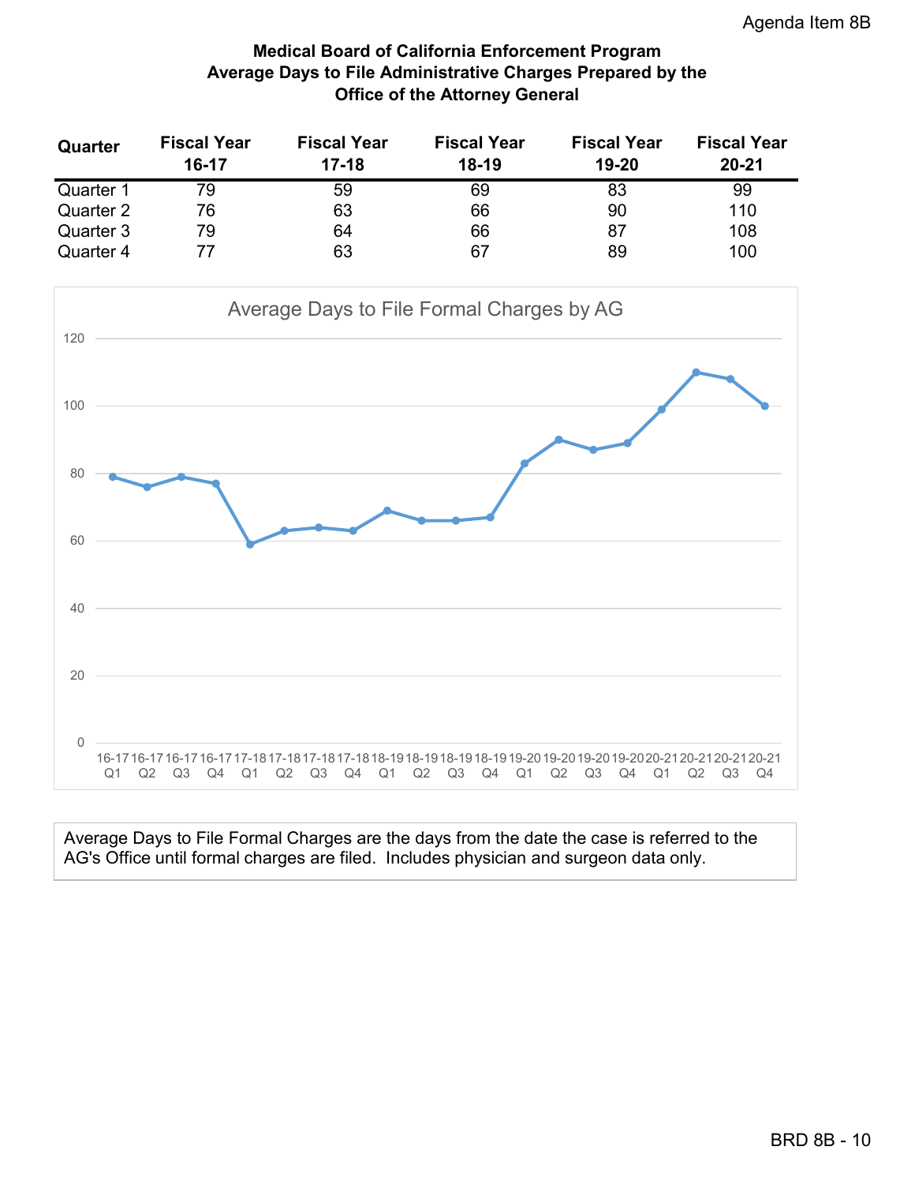# Medical Board of California Enforcement Program
## Average Days to File Administrative Charges Prepared by the Office of the Attorney General

| Quarter | Fiscal Year 16-17 | Fiscal Year 17-18 | Fiscal Year 18-19 | Fiscal Year 19-20 | Fiscal Year 20-21 |
|---|---|---|---|---|---|
| Quarter 1 | 79 | 59 | 69 | 83 | 99 |
| Quarter 2 | 76 | 63 | 66 | 90 | 110 |
| Quarter 3 | 79 | 64 | 66 | 87 | 108 |
| Quarter 4 | 77 | 63 | 67 | 89 | 100 |

Average Days to File Formal Charges by AG

Average Days to File Formal Charges are the days from the date the case is referred to the AG's Office until formal charges are filed. Includes physician and surgeon data only.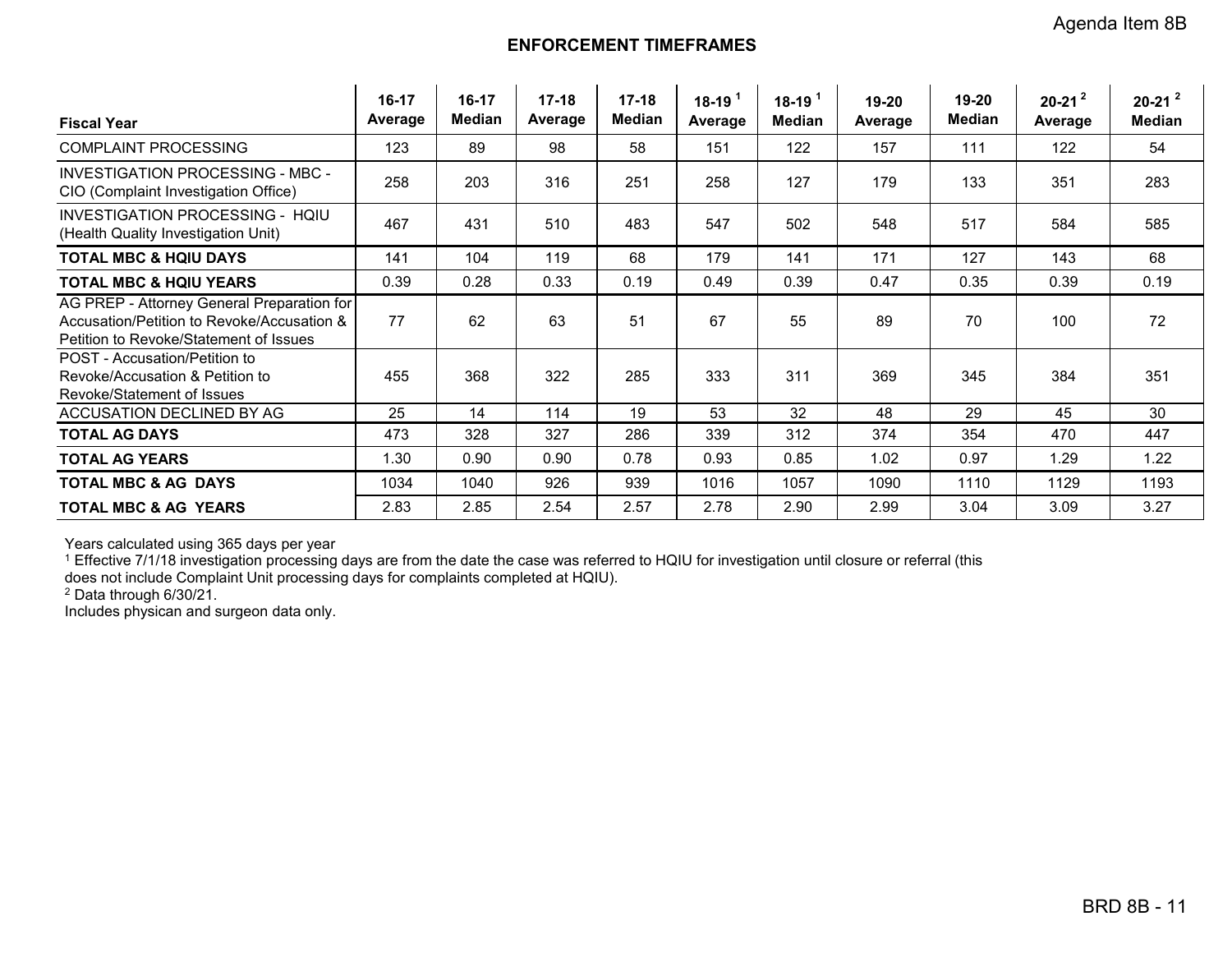Agenda Item 8B

## ENFORCEMENT TIMEFRAMES

| Fiscal Year | 16-17 Average | 16-17 Median | 17-18 Average | 17-18 Median | 18-19 [1] Average | 18-19 [1] Median | 19-20 Average | 19-20 Median | 20-21 [2] Average | 20-21 [2] Median |
|---|---|---|---|---|---|---|---|---|---|---|
| COMPLAINT PROCESSING | 123 | 89 | 98 | 58 | 151 | 122 | 157 | 111 | 122 | 54 |
| INVESTIGATION PROCESSING - MBC - CIO (Complaint Investigation Office) | 258 | 203 | 316 | 251 | 258 | 127 | 179 | 133 | 351 | 283 |
| INVESTIGATION PROCESSING - HQIU (Health Quality Investigation Unit) | 467 | 431 | 510 | 483 | 547 | 502 | 548 | 517 | 584 | 585 |
| **TOTAL MBC & HQIU DAYS** | 141 | 104 | 119 | 68 | 179 | 141 | 171 | 127 | 143 | 68 |
| **TOTAL MBC & HQIU YEARS** | 0.39 | 0.28 | 0.33 | 0.19 | 0.49 | 0.39 | 0.47 | 0.35 | 0.39 | 0.19 |
| AG PREP - Attorney General Preparation for Accusation/Petition to Revoke/Accusation & Petition to Revoke/Statement of Issues | 77 | 62 | 63 | 51 | 67 | 55 | 89 | 70 | 100 | 72 |
| POST - Accusation/Petition to Revoke/Accusation & Petition to Revoke/Statement of Issues | 455 | 368 | 322 | 285 | 333 | 311 | 369 | 345 | 384 | 351 |
| ACCUSATION DECLINED BY AG | 25 | 14 | 114 | 19 | 53 | 32 | 48 | 29 | 45 | 30 |
| **TOTAL AG DAYS** | 473 | 328 | 327 | 286 | 339 | 312 | 374 | 354 | 470 | 447 |
| **TOTAL AG YEARS** | 1.30 | 0.90 | 0.90 | 0.78 | 0.93 | 0.85 | 1.02 | 0.97 | 1.29 | 1.22 |
| **TOTAL MBC & AG DAYS** | 1034 | 1040 | 926 | 939 | 1016 | 1057 | 1090 | 1110 | 1129 | 1193 |
| **TOTAL MBC & AG YEARS** | 2.83 | 2.85 | 2.54 | 2.57 | 2.78 | 2.90 | 2.99 | 3.04 | 3.09 | 3.27 |

Years calculated using 365 days per year

[1] Effective 7/1/18 investigation processing days are from the date the case was referred to HQIU for investigation until closure or referral (this does not include Complaint Unit processing days for complaints completed at HQIU).

[2] Data through 6/30/21.

Includes physican and surgeon data only.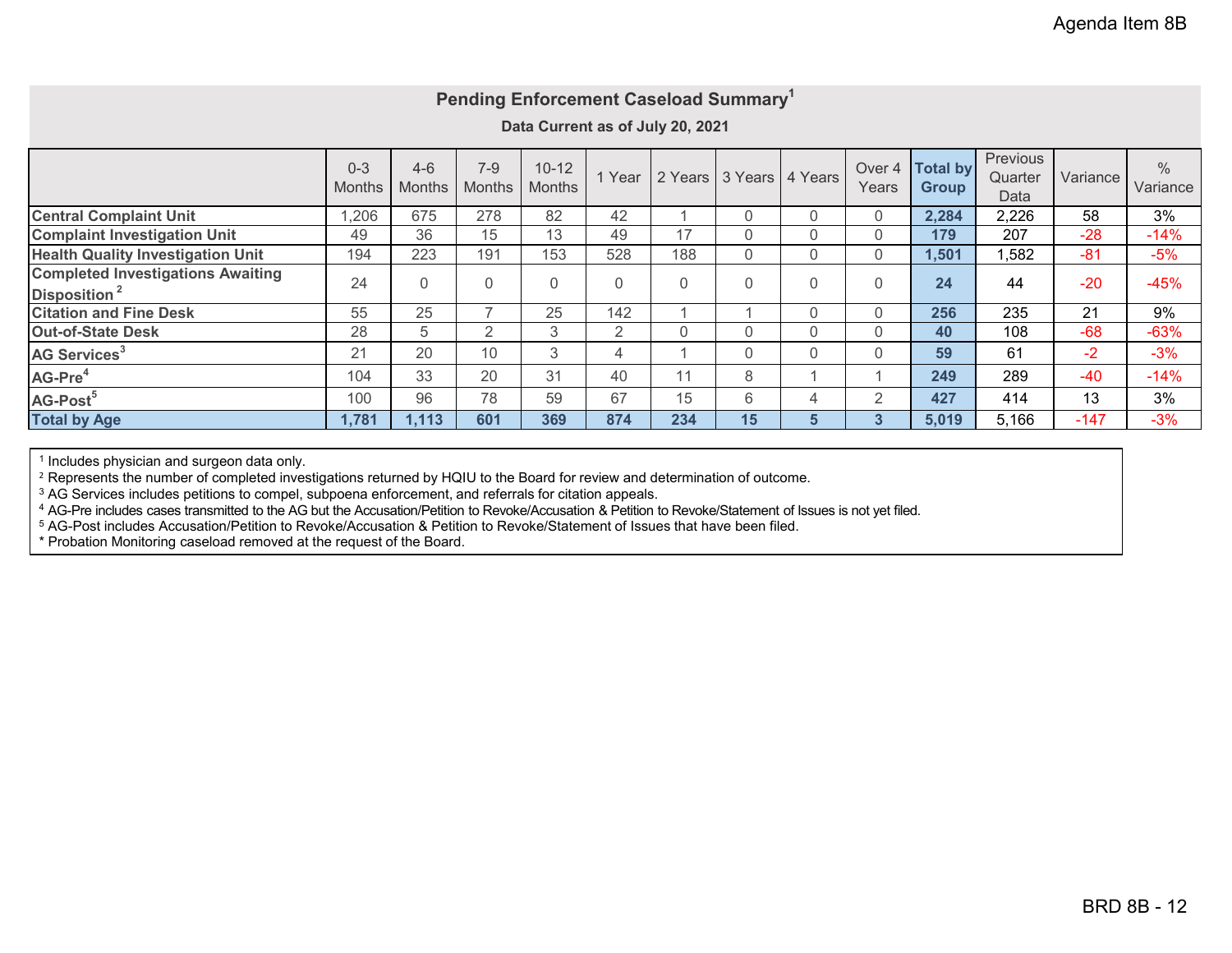## Pending Enforcement Caseload Summary[1]

**Data Current as of July 20, 2021**

| | 0-3 Months | 4-6 Months | 7-9 Months | 10-12 Months | 1 Year | 2 Years | 3 Years | 4 Years | Over 4 Years | Total by Group | Previous Quarter Data | Variance | % Variance |
|---|---|---|---|---|---|---|---|---|---|---|---|---|---|
| **Central Complaint Unit** | 1,206 | 675 | 278 | 82 | 42 | 1 | 0 | 0 | 0 | **2,284** | 2,226 | 58 | 3% |
| **Complaint Investigation Unit** | 49 | 36 | 15 | 13 | 49 | 17 | 0 | 0 | 0 | **179** | 207 | -28 | -14% |
| **Health Quality Investigation Unit** | 194 | 223 | 191 | 153 | 528 | 188 | 0 | 0 | 0 | **1,501** | 1,582 | -81 | -5% |
| **Completed Investigations Awaiting Disposition[2]** | 24 | 0 | 0 | 0 | 0 | 0 | 0 | 0 | 0 | **24** | 44 | -20 | -45% |
| **Citation and Fine Desk** | 55 | 25 | 7 | 25 | 142 | 1 | 1 | 0 | 0 | **256** | 235 | 21 | 9% |
| **Out-of-State Desk** | 28 | 5 | 2 | 3 | 2 | 0 | 0 | 0 | 0 | **40** | 108 | -68 | -63% |
| **AG Services[3]** | 21 | 20 | 10 | 3 | 4 | 1 | 0 | 0 | 0 | **59** | 61 | -2 | -3% |
| **AG-Pre[4]** | 104 | 33 | 20 | 31 | 40 | 11 | 8 | 1 | 1 | **249** | 289 | -40 | -14% |
| **AG-Post[5]** | 100 | 96 | 78 | 59 | 67 | 15 | 6 | 4 | 2 | **427** | 414 | 13 | 3% |
| **Total by Age** | **1,781** | **1,113** | **601** | **369** | **874** | **234** | **15** | **5** | **3** | **5,019** | 5,166 | -147 | -3% |

[1] Includes physician and surgeon data only.
[2] Represents the number of completed investigations returned by HQIU to the Board for review and determination of outcome.
[3] AG Services includes petitions to compel, subpoena enforcement, and referrals for citation appeals.
[4] AG-Pre includes cases transmitted to the AG but the Accusation/Petition to Revoke/Accusation & Petition to Revoke/Statement of Issues is not yet filed.
[5] AG-Post includes Accusation/Petition to Revoke/Accusation & Petition to Revoke/Statement of Issues that have been filed.
* Probation Monitoring caseload removed at the request of the Board.